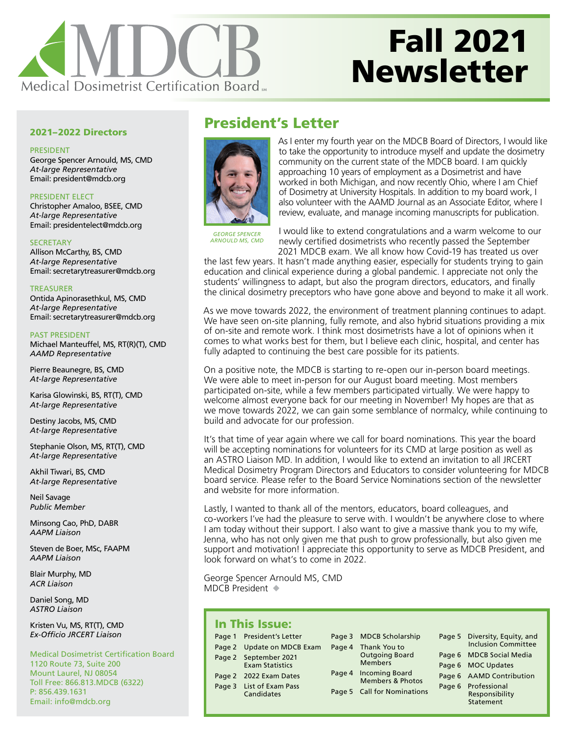# MDCB

Medical Dosimetrist Certification Board

# Fall 2021 Newsletter

## 2021–2022 Directors

PRESIDENT
George Spencer Arnould, MS, CMD
*At-large Representative*
Email: president@mdcb.org

PRESIDENT ELECT
Christopher Amaloo, BSEE, CMD
*At-large Representative*
Email: presidentelect@mdcb.org

SECRETARY
Allison McCarthy, BS, CMD
*At-large Representative*
Email: secretarytreasurer@mdcb.org

TREASURER
Ontida Apinorasethkul, MS, CMD
*At-large Representative*
Email: secretarytreasurer@mdcb.org

PAST PRESIDENT
Michael Manteuffel, MS, RT(R)(T), CMD
*AAMD Representative*

Pierre Beaunegre, BS, CMD
*At-large Representative*

Karisa Glowinski, BS, RT(T), CMD
*At-large Representative*

Destiny Jacobs, MS, CMD
*At-large Representative*

Stephanie Olson, MS, RT(T), CMD
*At-large Representative*

Akhil Tiwari, BS, CMD
*At-large Representative*

Neil Savage
*Public Member*

Minsong Cao, PhD, DABR
*AAPM Liaison*

Steven de Boer, MSc, FAAPM
*AAPM Liaison*

Blair Murphy, MD
*ACR Liaison*

Daniel Song, MD
*ASTRO Liaison*

Kristen Vu, MS, RT(T), CMD
*Ex-Officio JRCERT Liaison*

Medical Dosimetrist Certification Board
1120 Route 73, Suite 200
Mount Laurel, NJ 08054
Toll Free: 866.813.MDCB (6322)
P: 856.439.1631
Email: info@mdcb.org

## President's Letter

GEORGE SPENCER ARNOULD MS, CMD

As I enter my fourth year on the MDCB Board of Directors, I would like to take the opportunity to introduce myself and update the dosimetry community on the current state of the MDCB board. I am quickly approaching 10 years of employment as a Dosimetrist and have worked in both Michigan, and now recently Ohio, where I am Chief of Dosimetry at University Hospitals. In addition to my board work, I also volunteer with the AAMD Journal as an Associate Editor, where I review, evaluate, and manage incoming manuscripts for publication.

I would like to extend congratulations and a warm welcome to our newly certified dosimetrists who recently passed the September 2021 MDCB exam. We all know how Covid-19 has treated us over the last few years. It hasn't made anything easier, especially for students trying to gain education and clinical experience during a global pandemic. I appreciate not only the students' willingness to adapt, but also the program directors, educators, and finally the clinical dosimetry preceptors who have gone above and beyond to make it all work.

As we move towards 2022, the environment of treatment planning continues to adapt. We have seen on-site planning, fully remote, and also hybrid situations providing a mix of on-site and remote work. I think most dosimetrists have a lot of opinions when it comes to what works best for them, but I believe each clinic, hospital, and center has fully adapted to continuing the best care possible for its patients.

On a positive note, the MDCB is starting to re-open our in-person board meetings. We were able to meet in-person for our August board meeting. Most members participated on-site, while a few members participated virtually. We were happy to welcome almost everyone back for our meeting in November! My hopes are that as we move towards 2022, we can gain some semblance of normalcy, while continuing to build and advocate for our profession.

It's that time of year again where we call for board nominations. This year the board will be accepting nominations for volunteers for its CMD at large position as well as an ASTRO Liaison MD. In addition, I would like to extend an invitation to all JRCERT Medical Dosimetry Program Directors and Educators to consider volunteering for MDCB board service. Please refer to the Board Service Nominations section of the newsletter and website for more information.

Lastly, I wanted to thank all of the mentors, educators, board colleagues, and co-workers I've had the pleasure to serve with. I wouldn't be anywhere close to where I am today without their support. I also want to give a massive thank you to my wife, Jenna, who has not only given me that push to grow professionally, but also given me support and motivation! I appreciate this opportunity to serve as MDCB President, and look forward on what's to come in 2022.

George Spencer Arnould MS, CMD
MDCB President ◆

## In This Issue:

| | |
|---|---|
| Page 1 | President's Letter |
| Page 2 | Update on MDCB Exam |
| Page 2 | September 2021 Exam Statistics |
| Page 2 | 2022 Exam Dates |
| Page 3 | List of Exam Pass Candidates |
| Page 3 | MDCB Scholarship |
| Page 4 | Thank You to Outgoing Board Members |
| Page 4 | Incoming Board Members & Photos |
| Page 5 | Call for Nominations |
| Page 5 | Diversity, Equity, and Inclusion Committee |
| Page 6 | MDCB Social Media |
| Page 6 | MOC Updates |
| Page 6 | AAMD Contribution |
| Page 6 | Professional Responsibility Statement |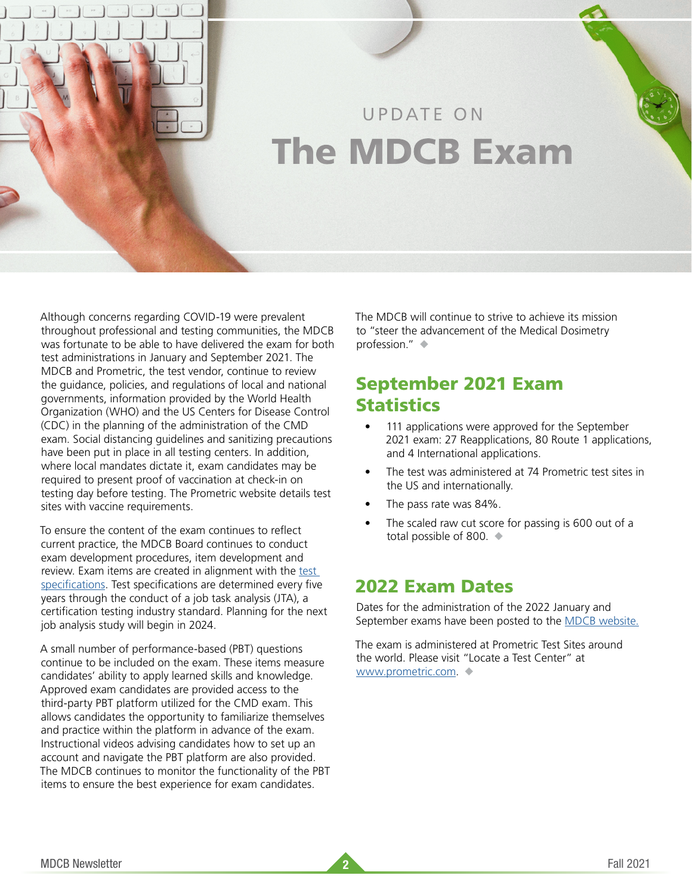UPDATE ON

# The MDCB Exam

Although concerns regarding COVID-19 were prevalent throughout professional and testing communities, the MDCB was fortunate to be able to have delivered the exam for both test administrations in January and September 2021. The MDCB and Prometric, the test vendor, continue to review the guidance, policies, and regulations of local and national governments, information provided by the World Health Organization (WHO) and the US Centers for Disease Control (CDC) in the planning of the administration of the CMD exam. Social distancing guidelines and sanitizing precautions have been put in place in all testing centers. In addition, where local mandates dictate it, exam candidates may be required to present proof of vaccination at check-in on testing day before testing. The Prometric website details test sites with vaccine requirements.

To ensure the content of the exam continues to reflect current practice, the MDCB Board continues to conduct exam development procedures, item development and review. Exam items are created in alignment with the test specifications. Test specifications are determined every five years through the conduct of a job task analysis (JTA), a certification testing industry standard. Planning for the next job analysis study will begin in 2024.

A small number of performance-based (PBT) questions continue to be included on the exam. These items measure candidates' ability to apply learned skills and knowledge. Approved exam candidates are provided access to the third-party PBT platform utilized for the CMD exam. This allows candidates the opportunity to familiarize themselves and practice within the platform in advance of the exam. Instructional videos advising candidates how to set up an account and navigate the PBT platform are also provided. The MDCB continues to monitor the functionality of the PBT items to ensure the best experience for exam candidates.

The MDCB will continue to strive to achieve its mission to "steer the advancement of the Medical Dosimetry profession." ◆

## September 2021 Exam Statistics

- 111 applications were approved for the September 2021 exam: 27 Reapplications, 80 Route 1 applications, and 4 International applications.
- The test was administered at 74 Prometric test sites in the US and internationally.
- The pass rate was 84%.
- The scaled raw cut score for passing is 600 out of a total possible of 800. ◆

## 2022 Exam Dates

Dates for the administration of the 2022 January and September exams have been posted to the MDCB website.

The exam is administered at Prometric Test Sites around the world. Please visit "Locate a Test Center" at www.prometric.com. ◆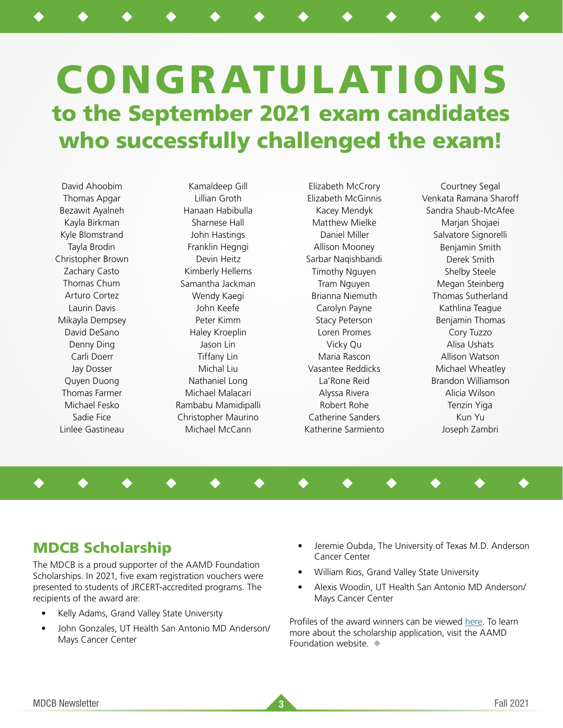# CONGRATULATIONS

## to the September 2021 exam candidates who successfully challenged the exam!

David Ahoobim
Thomas Apgar
Bezawit Ayalneh
Kayla Birkman
Kyle Blomstrand
Tayla Brodin
Christopher Brown
Zachary Casto
Thomas Chum
Arturo Cortez
Laurin Davis
Mikayla Dempsey
David DeSano
Denny Ding
Carli Doerr
Jay Dosser
Quyen Duong
Thomas Farmer
Michael Fesko
Sadie Fice
Linlee Gastineau
Kamaldeep Gill
Lillian Groth
Hanaan Habibulla
Sharnese Hall
John Hastings
Franklin Hegngi
Devin Heitz
Kimberly Hellems
Samantha Jackman
Wendy Kaegi
John Keefe
Peter Kimm
Haley Kroeplin
Jason Lin
Tiffany Lin
Michal Liu
Nathaniel Long
Michael Malacari
Rambabu Mamidipalli
Christopher Maurino
Michael McCann
Elizabeth McCrory
Elizabeth McGinnis
Kacey Mendyk
Matthew Mielke
Daniel Miller
Allison Mooney
Sarbar Naqishbandi
Timothy Nguyen
Tram Nguyen
Brianna Niemuth
Carolyn Payne
Stacy Peterson
Loren Promes
Vicky Qu
Maria Rascon
Vasantee Reddicks
La'Rone Reid
Alyssa Rivera
Robert Rohe
Catherine Sanders
Katherine Sarmiento
Courtney Segal
Venkata Ramana Sharoff
Sandra Shaub-McAfee
Marjan Shojaei
Salvatore Signorelli
Benjamin Smith
Derek Smith
Shelby Steele
Megan Steinberg
Thomas Sutherland
Kathlina Teague
Benjamin Thomas
Cory Tuzzo
Alisa Ushats
Allison Watson
Michael Wheatley
Brandon Williamson
Alicia Wilson
Tenzin Yiga
Kun Yu
Joseph Zambri

## MDCB Scholarship

The MDCB is a proud supporter of the AAMD Foundation Scholarships. In 2021, five exam registration vouchers were presented to students of JRCERT-accredited programs. The recipients of the award are:

- Kelly Adams, Grand Valley State University
- John Gonzales, UT Health San Antonio MD Anderson/ Mays Cancer Center
- Jeremie Oubda, The University of Texas M.D. Anderson Cancer Center
- William Rios, Grand Valley State University
- Alexis Woodin, UT Health San Antonio MD Anderson/ Mays Cancer Center

Profiles of the award winners can be viewed here. To learn more about the scholarship application, visit the AAMD Foundation website.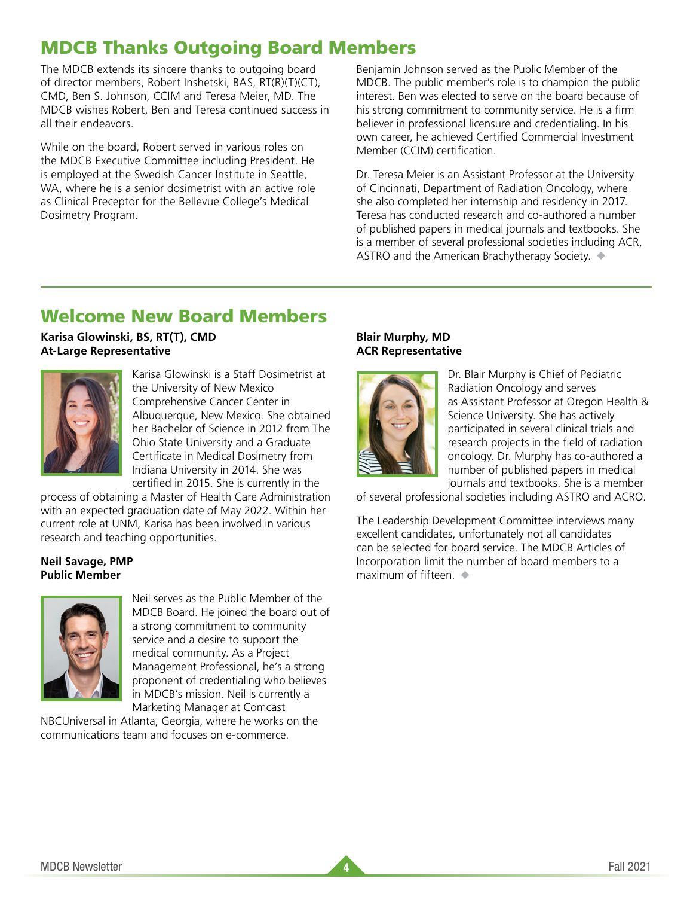## MDCB Thanks Outgoing Board Members

The MDCB extends its sincere thanks to outgoing board of director members, Robert Inshetski, BAS, RT(R)(T)(CT), CMD, Ben S. Johnson, CCIM and Teresa Meier, MD. The MDCB wishes Robert, Ben and Teresa continued success in all their endeavors.

While on the board, Robert served in various roles on the MDCB Executive Committee including President. He is employed at the Swedish Cancer Institute in Seattle, WA, where he is a senior dosimetrist with an active role as Clinical Preceptor for the Bellevue College's Medical Dosimetry Program.

Benjamin Johnson served as the Public Member of the MDCB. The public member's role is to champion the public interest. Ben was elected to serve on the board because of his strong commitment to community service. He is a firm believer in professional licensure and credentialing. In his own career, he achieved Certified Commercial Investment Member (CCIM) certification.

Dr. Teresa Meier is an Assistant Professor at the University of Cincinnati, Department of Radiation Oncology, where she also completed her internship and residency in 2017. Teresa has conducted research and co-authored a number of published papers in medical journals and textbooks. She is a member of several professional societies including ACR, ASTRO and the American Brachytherapy Society. ◆

## Welcome New Board Members

**Karisa Glowinski, BS, RT(T), CMD**
**At-Large Representative**

Karisa Glowinski is a Staff Dosimetrist at the University of New Mexico Comprehensive Cancer Center in Albuquerque, New Mexico. She obtained her Bachelor of Science in 2012 from The Ohio State University and a Graduate Certificate in Medical Dosimetry from Indiana University in 2014. She was certified in 2015. She is currently in the process of obtaining a Master of Health Care Administration with an expected graduation date of May 2022. Within her current role at UNM, Karisa has been involved in various research and teaching opportunities.

**Neil Savage, PMP**
**Public Member**

Neil serves as the Public Member of the MDCB Board. He joined the board out of a strong commitment to community service and a desire to support the medical community. As a Project Management Professional, he's a strong proponent of credentialing who believes in MDCB's mission. Neil is currently a Marketing Manager at Comcast NBCUniversal in Atlanta, Georgia, where he works on the communications team and focuses on e-commerce.

**Blair Murphy, MD**
**ACR Representative**

Dr. Blair Murphy is Chief of Pediatric Radiation Oncology and serves as Assistant Professor at Oregon Health & Science University. She has actively participated in several clinical trials and research projects in the field of radiation oncology. Dr. Murphy has co-authored a number of published papers in medical journals and textbooks. She is a member of several professional societies including ASTRO and ACRO.

The Leadership Development Committee interviews many excellent candidates, unfortunately not all candidates can be selected for board service. The MDCB Articles of Incorporation limit the number of board members to a maximum of fifteen. ◆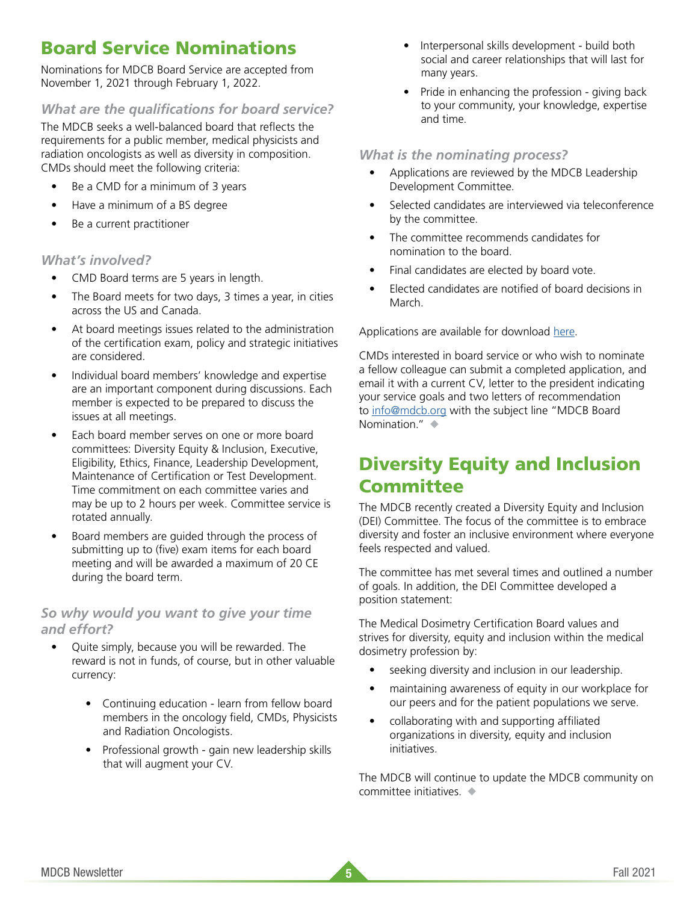## Board Service Nominations

Nominations for MDCB Board Service are accepted from November 1, 2021 through February 1, 2022.

### *What are the qualifications for board service?*

The MDCB seeks a well-balanced board that reflects the requirements for a public member, medical physicists and radiation oncologists as well as diversity in composition. CMDs should meet the following criteria:

- Be a CMD for a minimum of 3 years
- Have a minimum of a BS degree
- Be a current practitioner

### *What's involved?*

- CMD Board terms are 5 years in length.
- The Board meets for two days, 3 times a year, in cities across the US and Canada.
- At board meetings issues related to the administration of the certification exam, policy and strategic initiatives are considered.
- Individual board members' knowledge and expertise are an important component during discussions. Each member is expected to be prepared to discuss the issues at all meetings.
- Each board member serves on one or more board committees: Diversity Equity & Inclusion, Executive, Eligibility, Ethics, Finance, Leadership Development, Maintenance of Certification or Test Development. Time commitment on each committee varies and may be up to 2 hours per week. Committee service is rotated annually.
- Board members are guided through the process of submitting up to (five) exam items for each board meeting and will be awarded a maximum of 20 CE during the board term.

### *So why would you want to give your time and effort?*

- Quite simply, because you will be rewarded. The reward is not in funds, of course, but in other valuable currency:
    - Continuing education - learn from fellow board members in the oncology field, CMDs, Physicists and Radiation Oncologists.
    - Professional growth - gain new leadership skills that will augment your CV.
    - Interpersonal skills development - build both social and career relationships that will last for many years.
    - Pride in enhancing the profession - giving back to your community, your knowledge, expertise and time.

### *What is the nominating process?*

- Applications are reviewed by the MDCB Leadership Development Committee.
- Selected candidates are interviewed via teleconference by the committee.
- The committee recommends candidates for nomination to the board.
- Final candidates are elected by board vote.
- Elected candidates are notified of board decisions in March.

Applications are available for download here.

CMDs interested in board service or who wish to nominate a fellow colleague can submit a completed application, and email it with a current CV, letter to the president indicating your service goals and two letters of recommendation to info@mdcb.org with the subject line "MDCB Board Nomination." ◆

## Diversity Equity and Inclusion Committee

The MDCB recently created a Diversity Equity and Inclusion (DEI) Committee. The focus of the committee is to embrace diversity and foster an inclusive environment where everyone feels respected and valued.

The committee has met several times and outlined a number of goals. In addition, the DEI Committee developed a position statement:

The Medical Dosimetry Certification Board values and strives for diversity, equity and inclusion within the medical dosimetry profession by:

- seeking diversity and inclusion in our leadership.
- maintaining awareness of equity in our workplace for our peers and for the patient populations we serve.
- collaborating with and supporting affiliated organizations in diversity, equity and inclusion initiatives.

The MDCB will continue to update the MDCB community on committee initiatives. ◆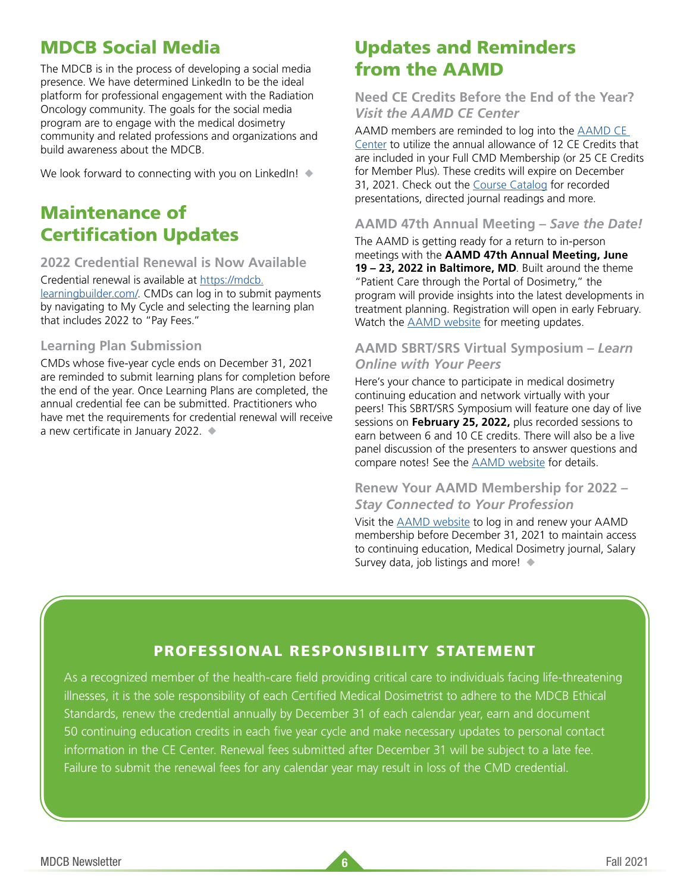# MDCB Social Media

The MDCB is in the process of developing a social media presence. We have determined LinkedIn to be the ideal platform for professional engagement with the Radiation Oncology community. The goals for the social media program are to engage with the medical dosimetry community and related professions and organizations and build awareness about the MDCB.

We look forward to connecting with you on LinkedIn! ◆

# Maintenance of Certification Updates

### 2022 Credential Renewal is Now Available

Credential renewal is available at https://mdcb.learningbuilder.com/. CMDs can log in to submit payments by navigating to My Cycle and selecting the learning plan that includes 2022 to "Pay Fees."

### Learning Plan Submission

CMDs whose five-year cycle ends on December 31, 2021 are reminded to submit learning plans for completion before the end of the year. Once Learning Plans are completed, the annual credential fee can be submitted. Practitioners who have met the requirements for credential renewal will receive a new certificate in January 2022. ◆

# Updates and Reminders from the AAMD

### Need CE Credits Before the End of the Year? *Visit the AAMD CE Center*

AAMD members are reminded to log into the AAMD CE Center to utilize the annual allowance of 12 CE Credits that are included in your Full CMD Membership (or 25 CE Credits for Member Plus). These credits will expire on December 31, 2021. Check out the Course Catalog for recorded presentations, directed journal readings and more.

### AAMD 47th Annual Meeting – *Save the Date!*

The AAMD is getting ready for a return to in-person meetings with the **AAMD 47th Annual Meeting, June 19 – 23, 2022 in Baltimore, MD**. Built around the theme "Patient Care through the Portal of Dosimetry," the program will provide insights into the latest developments in treatment planning. Registration will open in early February. Watch the AAMD website for meeting updates.

### AAMD SBRT/SRS Virtual Symposium – *Learn Online with Your Peers*

Here's your chance to participate in medical dosimetry continuing education and network virtually with your peers! This SBRT/SRS Symposium will feature one day of live sessions on **February 25, 2022,** plus recorded sessions to earn between 6 and 10 CE credits. There will also be a live panel discussion of the presenters to answer questions and compare notes! See the AAMD website for details.

### Renew Your AAMD Membership for 2022 – *Stay Connected to Your Profession*

Visit the AAMD website to log in and renew your AAMD membership before December 31, 2021 to maintain access to continuing education, Medical Dosimetry journal, Salary Survey data, job listings and more! ◆

## PROFESSIONAL RESPONSIBILITY STATEMENT

As a recognized member of the health-care field providing critical care to individuals facing life-threatening illnesses, it is the sole responsibility of each Certified Medical Dosimetrist to adhere to the MDCB Ethical Standards, renew the credential annually by December 31 of each calendar year, earn and document 50 continuing education credits in each five year cycle and make necessary updates to personal contact information in the CE Center. Renewal fees submitted after December 31 will be subject to a late fee. Failure to submit the renewal fees for any calendar year may result in loss of the CMD credential.